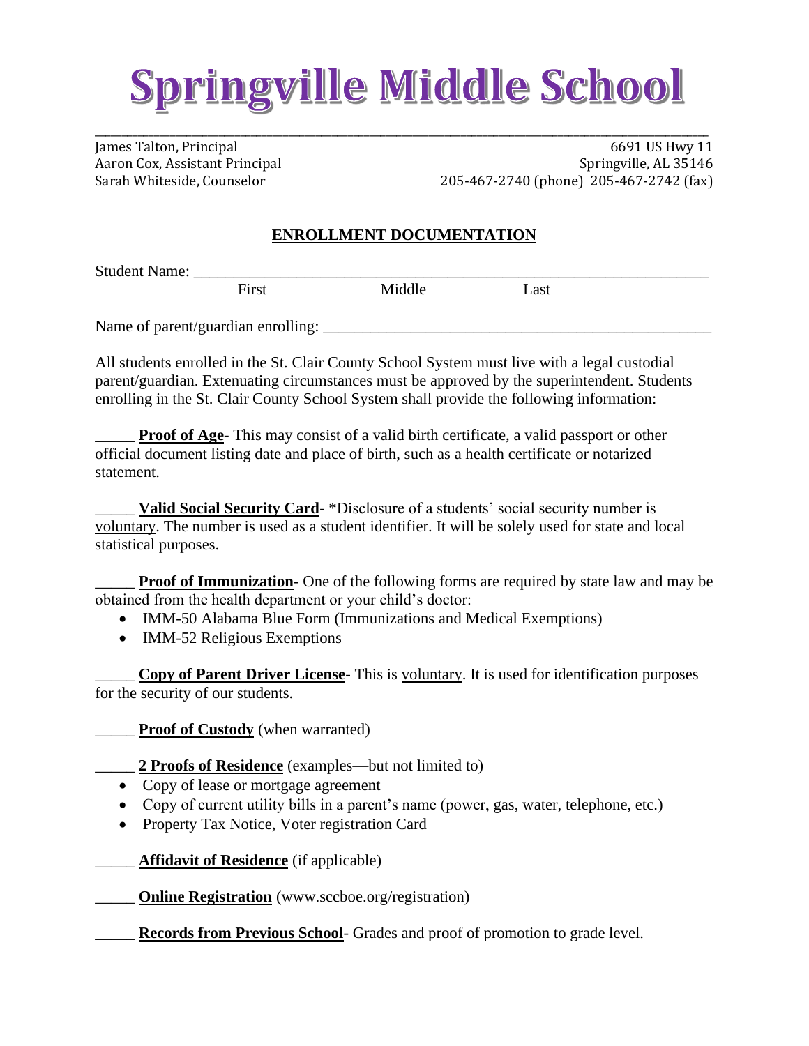# Springville Middle School

James Talton, Principal
Aaron Cox, Assistant Principal
Sarah Whiteside, Counselor

6691 US Hwy 11
Springville, AL 35146
205-467-2740 (phone) 205-467-2742 (fax)

## ENROLLMENT DOCUMENTATION

Student Name: ___________________________________________________________________
First Middle Last

Name of parent/guardian enrolling: ________________________________________________

All students enrolled in the St. Clair County School System must live with a legal custodial parent/guardian. Extenuating circumstances must be approved by the superintendent. Students enrolling in the St. Clair County School System shall provide the following information:

_____ **Proof of Age**- This may consist of a valid birth certificate, a valid passport or other official document listing date and place of birth, such as a health certificate or notarized statement.

_____ **Valid Social Security Card**- *Disclosure of a students' social security number is voluntary. The number is used as a student identifier. It will be solely used for state and local statistical purposes.

_____ **Proof of Immunization**- One of the following forms are required by state law and may be obtained from the health department or your child's doctor:

- IMM-50 Alabama Blue Form (Immunizations and Medical Exemptions)
- IMM-52 Religious Exemptions

_____ **Copy of Parent Driver License**- This is voluntary. It is used for identification purposes for the security of our students.

_____ **Proof of Custody** (when warranted)

_____ **2 Proofs of Residence** (examples—but not limited to)

- Copy of lease or mortgage agreement
- Copy of current utility bills in a parent's name (power, gas, water, telephone, etc.)
- Property Tax Notice, Voter registration Card

_____ **Affidavit of Residence** (if applicable)

_____ **Online Registration** (www.sccboe.org/registration)

_____ **Records from Previous School**- Grades and proof of promotion to grade level.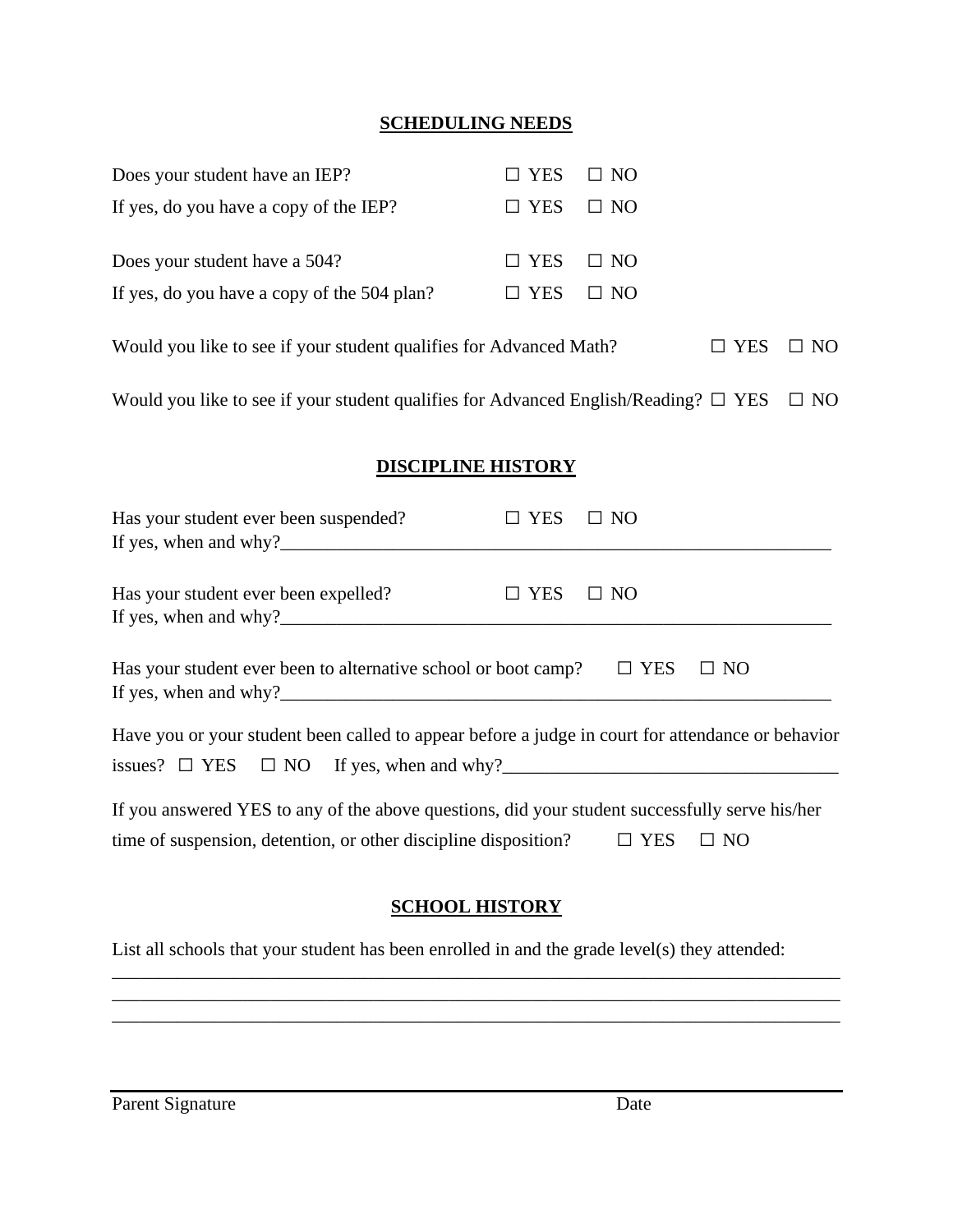## SCHEDULING NEEDS

Does your student have an IEP? ☐ YES ☐ NO

If yes, do you have a copy of the IEP? ☐ YES ☐ NO

Does your student have a 504? ☐ YES ☐ NO

If yes, do you have a copy of the 504 plan? ☐ YES ☐ NO

Would you like to see if your student qualifies for Advanced Math? ☐ YES ☐ NO

Would you like to see if your student qualifies for Advanced English/Reading? ☐ YES ☐ NO

## DISCIPLINE HISTORY

Has your student ever been suspended? ☐ YES ☐ NO
If yes, when and why?_______________________________________________________________

Has your student ever been expelled? ☐ YES ☐ NO
If yes, when and why?_______________________________________________________________

Has your student ever been to alternative school or boot camp? ☐ YES ☐ NO
If yes, when and why?_______________________________________________________________

Have you or your student been called to appear before a judge in court for attendance or behavior issues? ☐ YES ☐ NO If yes, when and why?_____________________________________

If you answered YES to any of the above questions, did your student successfully serve his/her time of suspension, detention, or other discipline disposition? ☐ YES ☐ NO

## SCHOOL HISTORY

List all schools that your student has been enrolled in and the grade level(s) they attended:
_____________________________________________________________________________
_____________________________________________________________________________
_____________________________________________________________________________

_____________________________________________________________________________
Parent Signature Date